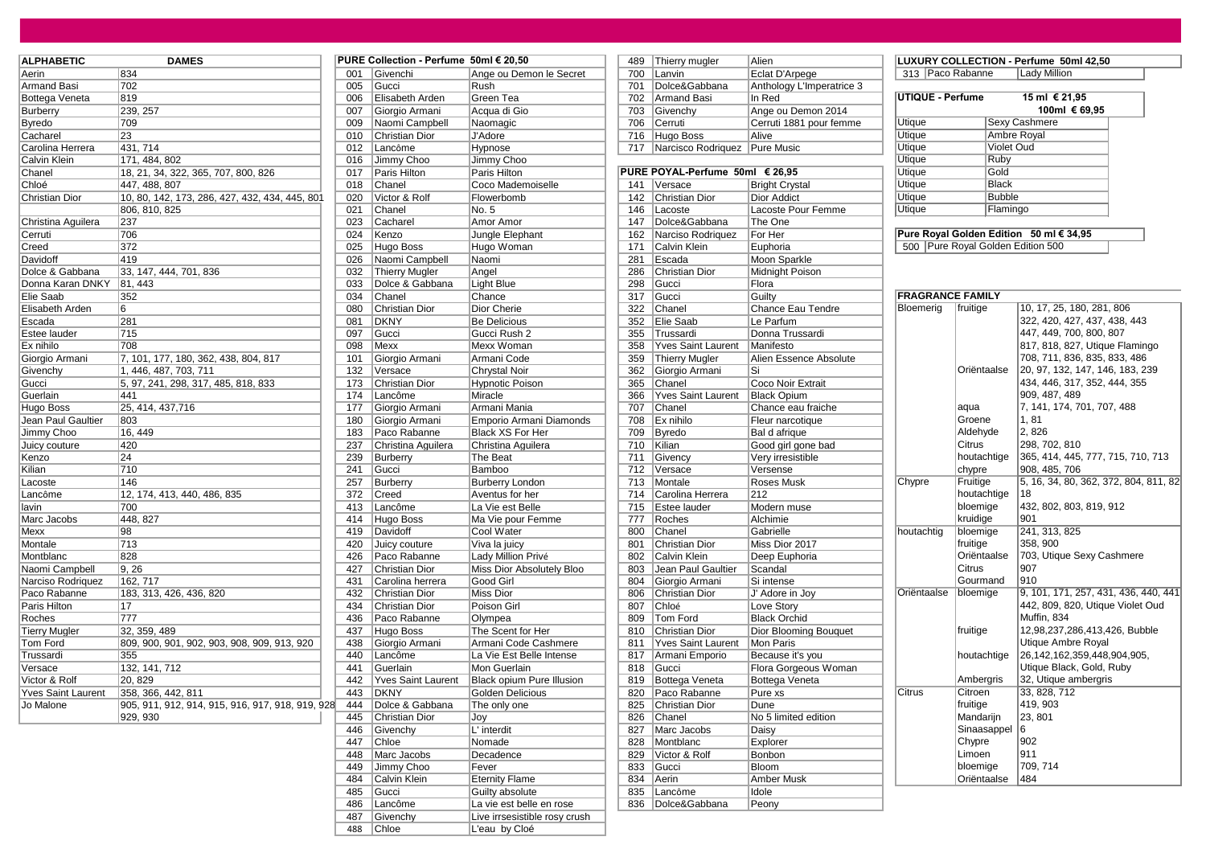| ALPHABETIC | DAMES |
|---|---|
| Aerin | 834 |
| Armand Basi | 702 |
| Bottega Veneta | 819 |
| Burberry | 239, 257 |
| Byredo | 709 |
| Cacharel | 23 |
| Carolina Herrera | 431, 714 |
| Calvin Klein | 171, 484, 802 |
| Chanel | 18, 21, 34, 322, 365, 707, 800, 826 |
| Chloé | 447, 488, 807 |
| Christian Dior | 10, 80, 142, 173, 286, 427, 432, 434, 445, 801 806, 810, 825 |
| Christina Aguilera | 237 |
| Cerruti | 706 |
| Creed | 372 |
| Davidoff | 419 |
| Dolce & Gabbana | 33, 147, 444, 701, 836 |
| Donna Karan DNKY | 81, 443 |
| Elie Saab | 352 |
| Elisabeth Arden | 6 |
| Escada | 281 |
| Estee lauder | 715 |
| Ex nihilo | 708 |
| Giorgio Armani | 7, 101, 177, 180, 362, 438, 804, 817 |
| Givenchy | 1, 446, 487, 703, 711 |
| Gucci | 5, 97, 241, 298, 317, 485, 818, 833 |
| Guerlain | 441 |
| Hugo Boss | 25, 414, 437,716 |
| Jean Paul Gaultier | 803 |
| Jimmy Choo | 16, 449 |
| Juicy couture | 420 |
| Kenzo | 24 |
| Kilian | 710 |
| Lacoste | 146 |
| Lancôme | 12, 174, 413, 440, 486, 835 |
| lavin | 700 |
| Marc Jacobs | 448, 827 |
| Mexx | 98 |
| Montale | 713 |
| Montblanc | 828 |
| Naomi Campbell | 9, 26 |
| Narciso Rodriquez | 162, 717 |
| Paco Rabanne | 183, 313, 426, 436, 820 |
| Paris Hilton | 17 |
| Roches | 777 |
| Tierry Mugler | 32, 359, 489 |
| Tom Ford | 809, 900, 901, 902, 903, 908, 909, 913, 920 |
| Trussardi | 355 |
| Versace | 132, 141, 712 |
| Victor & Rolf | 20, 829 |
| Yves Saint Laurent | 358, 366, 442, 811 |
| Jo Malone | 905, 911, 912, 914, 915, 916, 917, 918, 919, 928 929, 930 |

| PURE Collection - Perfume 50ml € 20,50 | | |
|---|---|---|
| 001 | Givenchi | Ange ou Demon le Secret |
| 005 | Gucci | Rush |
| 006 | Elisabeth Arden | Green Tea |
| 007 | Giorgio Armani | Acqua di Gio |
| 009 | Naomi Campbell | Naomagic |
| 010 | Christian Dior | J'Adore |
| 012 | Lancôme | Hypnose |
| 016 | Jimmy Choo | Jimmy Choo |
| 017 | Paris Hilton | Paris Hilton |
| 018 | Chanel | Coco Mademoiselle |
| 020 | Victor & Rolf | Flowerbomb |
| 021 | Chanel | No. 5 |
| 023 | Cacharel | Amor Amor |
| 024 | Kenzo | Jungle Elephant |
| 025 | Hugo Boss | Hugo Woman |
| 026 | Naomi Campbell | Naomi |
| 032 | Thierry Mugler | Angel |
| 033 | Dolce & Gabbana | Light Blue |
| 034 | Chanel | Chance |
| 080 | Christian Dior | Dior Cherie |
| 081 | DKNY | Be Delicious |
| 097 | Gucci | Gucci Rush 2 |
| 098 | Mexx | Mexx Woman |
| 101 | Giorgio Armani | Armani Code |
| 132 | Versace | Chrystal Noir |
| 173 | Christian Dior | Hypnotic Poison |
| 174 | Lancôme | Miracle |
| 177 | Giorgio Armani | Armani Mania |
| 180 | Giorgio Armani | Emporio Armani Diamonds |
| 183 | Paco Rabanne | Black XS For Her |
| 237 | Christina Aguilera | Christina Aguilera |
| 239 | Burberry | The Beat |
| 241 | Gucci | Bamboo |
| 257 | Burberry | Burberry London |
| 372 | Creed | Aventus for her |
| 413 | Lancôme | La Vie est Belle |
| 414 | Hugo Boss | Ma Vie pour Femme |
| 419 | Davidoff | Cool Water |
| 420 | Juicy couture | Viva la juicy |
| 426 | Paco Rabanne | Lady Million Privé |
| 427 | Christian Dior | Miss Dior Absolutely Bloo |
| 431 | Carolina herrera | Good Girl |
| 432 | Christian Dior | Miss Dior |
| 434 | Christian Dior | Poison Girl |
| 436 | Paco Rabanne | Olympea |
| 437 | Hugo Boss | The Scent for Her |
| 438 | Giorgio Armani | Armani Code Cashmere |
| 440 | Lancôme | La Vie Est Belle Intense |
| 441 | Guerlain | Mon Guerlain |
| 442 | Yves Saint Laurent | Black opium Pure Illusion |
| 443 | DKNY | Golden Delicious |
| 444 | Dolce & Gabbana | The only one |
| 445 | Christian Dior | Joy |
| 446 | Givenchy | L' interdit |
| 447 | Chloe | Nomade |
| 448 | Marc Jacobs | Decadence |
| 449 | Jimmy Choo | Fever |
| 484 | Calvin Klein | Eternity Flame |
| 485 | Gucci | Guilty absolute |
| 486 | Lancôme | La vie est belle en rose |
| 487 | Givenchy | Live irrsesistible rosy crush |
| 488 | Chloe | L'eau by Cloé |
| 489 | Thierry mugler | Alien |
| 700 | Lanvin | Eclat D'Arpege |
| 701 | Dolce&Gabbana | Anthology L'Imperatrice 3 |
| 702 | Armand Basi | In Red |
| 703 | Givenchy | Ange ou Demon 2014 |
| 706 | Cerruti | Cerruti 1881 pour femme |
| 716 | Hugo Boss | Alive |
| 717 | Narcisco Rodriquez | Pure Music |

| PURE POYAL-Perfume 50ml € 26,95 | | |
|---|---|---|
| 141 | Versace | Bright Crystal |
| 142 | Christian Dior | Dior Addict |
| 146 | Lacoste | Lacoste Pour Femme |
| 147 | Dolce&Gabbana | The One |
| 162 | Narciso Rodriquez | For Her |
| 171 | Calvin Klein | Euphoria |
| 281 | Escada | Moon Sparkle |
| 286 | Christian Dior | Midnight Poison |
| 298 | Gucci | Flora |
| 317 | Gucci | Guilty |
| 322 | Chanel | Chance Eau Tendre |
| 352 | Elie Saab | Le Parfum |
| 355 | Trussardi | Donna Trussardi |
| 358 | Yves Saint Laurent | Manifesto |
| 359 | Thierry Mugler | Alien Essence Absolute |
| 362 | Giorgio Armani | Si |
| 365 | Chanel | Coco Noir Extrait |
| 366 | Yves Saint Laurent | Black Opium |
| 707 | Chanel | Chance eau fraiche |
| 708 | Ex nihilo | Fleur narcotique |
| 709 | Byredo | Bal d afrique |
| 710 | Kilian | Good girl gone bad |
| 711 | Givency | Very irresistible |
| 712 | Versace | Versense |
| 713 | Montale | Roses Musk |
| 714 | Carolina Herrera | 212 |
| 715 | Estee lauder | Modern muse |
| 777 | Roches | Alchimie |
| 800 | Chanel | Gabrielle |
| 801 | Christian Dior | Miss Dior 2017 |
| 802 | Calvin Klein | Deep Euphoria |
| 803 | Jean Paul Gaultier | Scandal |
| 804 | Giorgio Armani | Si intense |
| 806 | Christian Dior | J' Adore in Joy |
| 807 | Chloé | Love Story |
| 809 | Tom Ford | Black Orchid |
| 810 | Christian Dior | Dior Blooming Bouquet |
| 811 | Yves Saint Laurent | Mon Paris |
| 817 | Armani Emporio | Because it's you |
| 818 | Gucci | Flora Gorgeous Woman |
| 819 | Bottega Veneta | Bottega Veneta |
| 820 | Paco Rabanne | Pure xs |
| 825 | Christian Dior | Dune |
| 826 | Chanel | No 5 limited edition |
| 827 | Marc Jacobs | Daisy |
| 828 | Montblanc | Explorer |
| 829 | Victor & Rolf | Bonbon |
| 833 | Gucci | Bloom |
| 834 | Aerin | Amber Musk |
| 835 | Lancôme | Idole |
| 836 | Dolce&Gabbana | Peony |

| LUXURY COLLECTION - Perfume 50ml 42,50 | | |
|---|---|---|
| 313 | Paco Rabanne | Lady Million |

| UTIQUE - Perfume | 15 ml € 21,95 100ml € 69,95 |
|---|---|
| Utique | Sexy Cashmere |
| Utique | Ambre Royal |
| Utique | Violet Oud |
| Utique | Ruby |
| Utique | Gold |
| Utique | Black |
| Utique | Bubble |
| Utique | Flamingo |

| Pure Royal Golden Edition 50 ml € 34,95 | |
|---|---|
| 500 | Pure Royal Golden Edition 500 |

| FRAGRANCE FAMILY | | |
|---|---|---|
| Bloemerig | fruitige | 10, 17, 25, 180, 281, 806 322, 420, 427, 437, 438, 443 447, 449, 700, 800, 807 817, 818, 827, Utique Flamingo 708, 711, 836, 835, 833, 486 |
| | Oriëntaalse | 20, 97, 132, 147, 146, 183, 239 434, 446, 317, 352, 444, 355 909, 487, 489 |
| | aqua | 7, 141, 174, 701, 707, 488 |
| | Groene | 1, 81 |
| | Aldehyde | 2, 826 |
| | Citrus | 298, 702, 810 |
| | houtachtige | 365, 414, 445, 777, 715, 710, 713 |
| | chypre | 908, 485, 706 |
| Chypre | Fruitige | 5, 16, 34, 80, 362, 372, 804, 811, 82 |
| | houtachtige | 18 |
| | bloemige | 432, 802, 803, 819, 912 |
| | kruidige | 901 |
| houtachtig | bloemige | 241, 313, 825 |
| | fruitige | 358, 900 |
| | Oriëntaalse | 703, Utique Sexy Cashmere |
| | Citrus | 907 |
| | Gourmand | 910 |
| Oriëntaalse | bloemige | 9, 101, 171, 257, 431, 436, 440, 441 442, 809, 820, Utique Violet Oud Muffin, 834 |
| | fruitige | 12,98,237,286,413,426, Bubble Utique Ambre Royal |
| | houtachtige | 26,142,162,359,448,904,905, Utique Black, Gold, Ruby |
| | Ambergris | 32, Utique ambergris |
| Citrus | Citroen | 33, 828, 712 |
| | fruitige | 419, 903 |
| | Mandarijn | 23, 801 |
| | Sinaasappel | 6 |
| | Chypre | 902 |
| | Limoen | 911 |
| | bloemige | 709, 714 |
| | Oriëntaalse | 484 |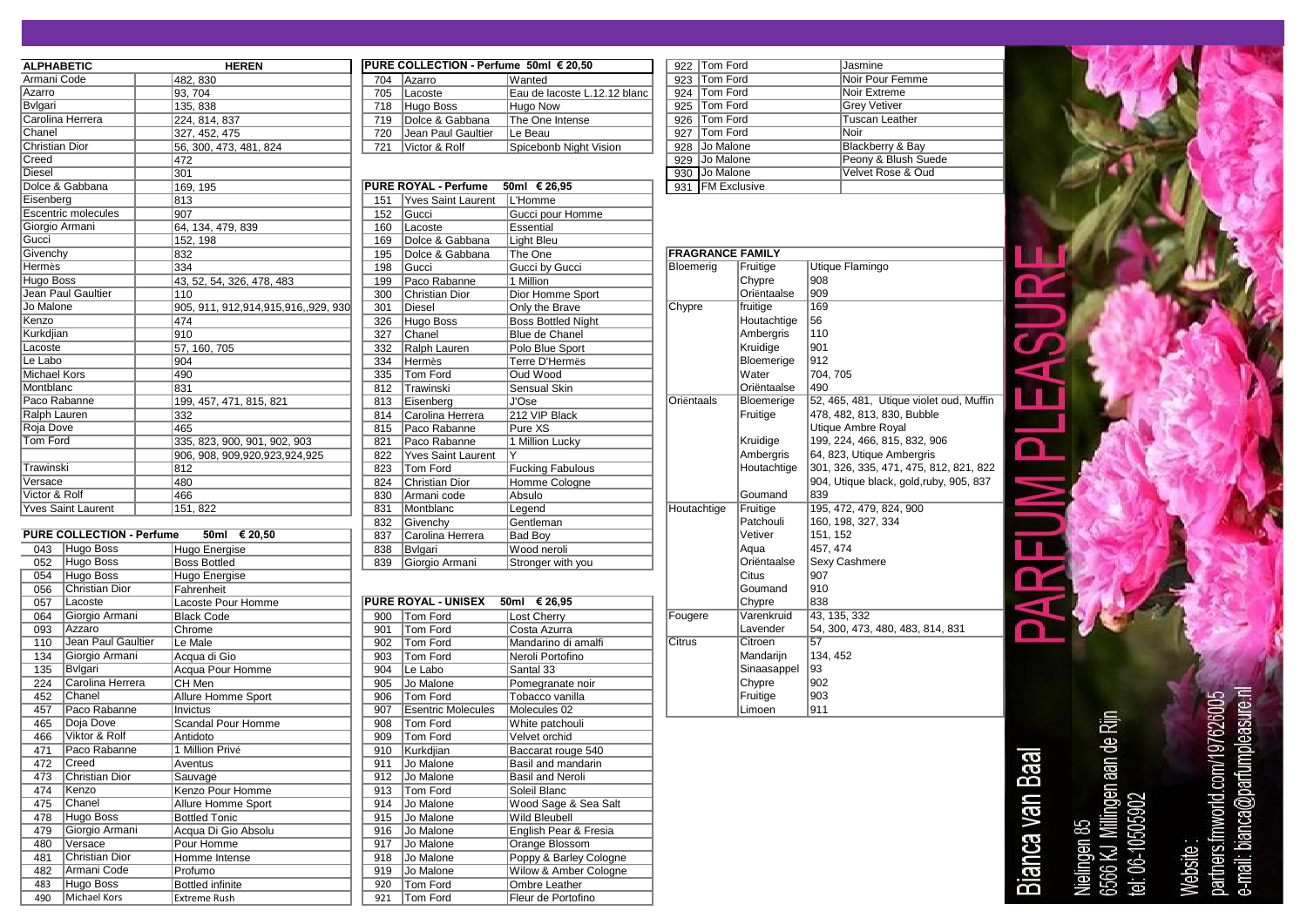| ALPHABETIC | HEREN |
| --- | --- |
| Armani Code | 482, 830 |
| Azarro | 93, 704 |
| Bvlgari | 135, 838 |
| Carolina Herrera | 224, 814, 837 |
| Chanel | 327, 452, 475 |
| Christian Dior | 56, 300, 473, 481, 824 |
| Creed | 472 |
| Diesel | 301 |
| Dolce & Gabbana | 169, 195 |
| Eisenberg | 813 |
| Escentric molecules | 907 |
| Giorgio Armani | 64, 134, 479, 839 |
| Gucci | 152, 198 |
| Givenchy | 832 |
| Hermès | 334 |
| Hugo Boss | 43, 52, 54, 326, 478, 483 |
| Jean Paul Gaultier | 110 |
| Jo Malone | 905, 911, 912,914,915,916,,929, 930 |
| Kenzo | 474 |
| Kurkdjian | 910 |
| Lacoste | 57, 160, 705 |
| Le Labo | 904 |
| Michael Kors | 490 |
| Montblanc | 831 |
| Paco Rabanne | 199, 457, 471, 815, 821 |
| Ralph Lauren | 332 |
| Roja Dove | 465 |
| Tom Ford | 335, 823, 900, 901, 902, 903 |
| | 906, 908, 909,920,923,924,925 |
| Trawinski | 812 |
| Versace | 480 |
| Victor & Rolf | 466 |
| Yves Saint Laurent | 151, 822 |

| PURE COLLECTION - Perfume 50ml € 20,50 | | |
| --- | --- | --- |
| 043 | Hugo Boss | Hugo Energise |
| 052 | Hugo Boss | Boss Bottled |
| 054 | Hugo Boss | Hugo Energise |
| 056 | Christian Dior | Fahrenheit |
| 057 | Lacoste | Lacoste Pour Homme |
| 064 | Giorgio Armani | Black Code |
| 093 | Azzaro | Chrome |
| 110 | Jean Paul Gaultier | Le Male |
| 134 | Giorgio Armani | Acqua di Gio |
| 135 | Bvlgari | Acqua Pour Homme |
| 224 | Carolina Herrera | CH Men |
| 452 | Chanel | Allure Homme Sport |
| 457 | Paco Rabanne | Invictus |
| 465 | Doja Dove | Scandal Pour Homme |
| 466 | Viktor & Rolf | Antidoto |
| 471 | Paco Rabanne | 1 Million Privé |
| 472 | Creed | Aventus |
| 473 | Christian Dior | Sauvage |
| 474 | Kenzo | Kenzo Pour Homme |
| 475 | Chanel | Allure Homme Sport |
| 478 | Hugo Boss | Bottled Tonic |
| 479 | Giorgio Armani | Acqua Di Gio Absolu |
| 480 | Versace | Pour Homme |
| 481 | Christian Dior | Homme Intense |
| 482 | Armani Code | Profumo |
| 483 | Hugo Boss | Bottled infinite |
| 490 | Michael Kors | Extreme Rush |

| PURE COLLECTION - Perfume 50ml € 20,50 | | |
| --- | --- | --- |
| 704 | Azarro | Wanted |
| 705 | Lacoste | Eau de lacoste L.12.12 blanc |
| 718 | Hugo Boss | Hugo Now |
| 719 | Dolce & Gabbana | The One Intense |
| 720 | Jean Paul Gaultier | Le Beau |
| 721 | Victor & Rolf | Spicebonb Night Vision |

| PURE ROYAL - Perfume 50ml € 26,95 | | |
| --- | --- | --- |
| 151 | Yves Saint Laurent | L'Homme |
| 152 | Gucci | Gucci pour Homme |
| 160 | Lacoste | Essential |
| 169 | Dolce & Gabbana | Light Bleu |
| 195 | Dolce & Gabbana | The One |
| 198 | Gucci | Gucci by Gucci |
| 199 | Paco Rabanne | 1 Million |
| 300 | Christian Dior | Dior Homme Sport |
| 301 | Diesel | Only the Brave |
| 326 | Hugo Boss | Boss Bottled Night |
| 327 | Chanel | Blue de Chanel |
| 332 | Ralph Lauren | Polo Blue Sport |
| 334 | Hermès | Terre D'Hermës |
| 335 | Tom Ford | Oud Wood |
| 812 | Trawinski | Sensual Skin |
| 813 | Eisenberg | J'Ose |
| 814 | Carolina Herrera | 212 VIP Black |
| 815 | Paco Rabanne | Pure XS |
| 821 | Paco Rabanne | 1 Million Lucky |
| 822 | Yves Saint Laurent | Y |
| 823 | Tom Ford | Fucking Fabulous |
| 824 | Christian Dior | Homme Cologne |
| 830 | Armani code | Absulo |
| 831 | Montblanc | Legend |
| 832 | Givenchy | Gentleman |
| 837 | Carolina Herrera | Bad Boy |
| 838 | Bvlgari | Wood neroli |
| 839 | Giorgio Armani | Stronger with you |

| PURE ROYAL - UNISEX 50ml € 26,95 | | |
| --- | --- | --- |
| 900 | Tom Ford | Lost Cherry |
| 901 | Tom Ford | Costa Azurra |
| 902 | Tom Ford | Mandarino di amalfi |
| 903 | Tom Ford | Neroli Portofino |
| 904 | Le Labo | Santal 33 |
| 905 | Jo Malone | Pomegranate noir |
| 906 | Tom Ford | Tobacco vanilla |
| 907 | Esentric Molecules | Molecules 02 |
| 908 | Tom Ford | White patchouli |
| 909 | Tom Ford | Velvet orchid |
| 910 | Kurkdjian | Baccarat rouge 540 |
| 911 | Jo Malone | Basil and mandarin |
| 912 | Jo Malone | Basil and Neroli |
| 913 | Tom Ford | Soleil Blanc |
| 914 | Jo Malone | Wood Sage & Sea Salt |
| 915 | Jo Malone | Wild Bleubell |
| 916 | Jo Malone | English Pear & Fresia |
| 917 | Jo Malone | Orange Blossom |
| 918 | Jo Malone | Poppy & Barley Cologne |
| 919 | Jo Malone | Wilow & Amber Cologne |
| 920 | Tom Ford | Ombre Leather |
| 921 | Tom Ford | Fleur de Portofino |
| 922 | Tom Ford | Jasmine |
| 923 | Tom Ford | Noir Pour Femme |
| 924 | Tom Ford | Noir Extreme |
| 925 | Tom Ford | Grey Vetiver |
| 926 | Tom Ford | Tuscan Leather |
| 927 | Tom Ford | Noir |
| 928 | Jo Malone | Blackberry & Bay |
| 929 | Jo Malone | Peony & Blush Suede |
| 930 | Jo Malone | Velvet Rose & Oud |
| 931 | FM Exclusive | |

| FRAGRANCE FAMILY | | |
| --- | --- | --- |
| Bloemerig | Fruitige | Utique Flamingo |
| | Chypre | 908 |
| | Oriëntaalse | 909 |
| Chypre | fruitige | 169 |
| | Houtachtige | 56 |
| | Ambergris | 110 |
| | Kruidige | 901 |
| | Bloemerige | 912 |
| | Water | 704, 705 |
| | Oriëntaalse | 490 |
| Oriëntaals | Bloemerige | 52, 465, 481, Utique violet oud, Muffin |
| | Fruitige | 478, 482, 813, 830, Bubble |
| | | Utique Ambre Royal |
| | Kruidige | 199, 224, 466, 815, 832, 906 |
| | Ambergris | 64, 823, Utique Ambergris |
| | Houtachtige | 301, 326, 335, 471, 475, 812, 821, 822 |
| | | 904, Utique black, gold,ruby, 905, 837 |
| | Goumand | 839 |
| Houtachtige | Fruitige | 195, 472, 479, 824, 900 |
| | Patchouli | 160, 198, 327, 334 |
| | Vetiver | 151, 152 |
| | Aqua | 457, 474 |
| | Oriëntaalse | Sexy Cashmere |
| | Citus | 907 |
| | Goumand | 910 |
| | Chypre | 838 |
| Fougere | Varenkruid | 43, 135, 332 |
| | Lavender | 54, 300, 473, 480, 483, 814, 831 |
| Citrus | Citroen | 57 |
| | Mandarijn | 134, 452 |
| | Sinaasappel | 93 |
| | Chypre | 902 |
| | Fruitige | 903 |
| | Limoen | 911 |

PARFUM PLEASURE

Bianca van Baal

Nielingen 85
6566 KJ Millingen aan de Rijn
tel: 06-10505902

Website :
partners.fmworld.com/19762B005
e-mail: bianca@parfumpleasure.nl